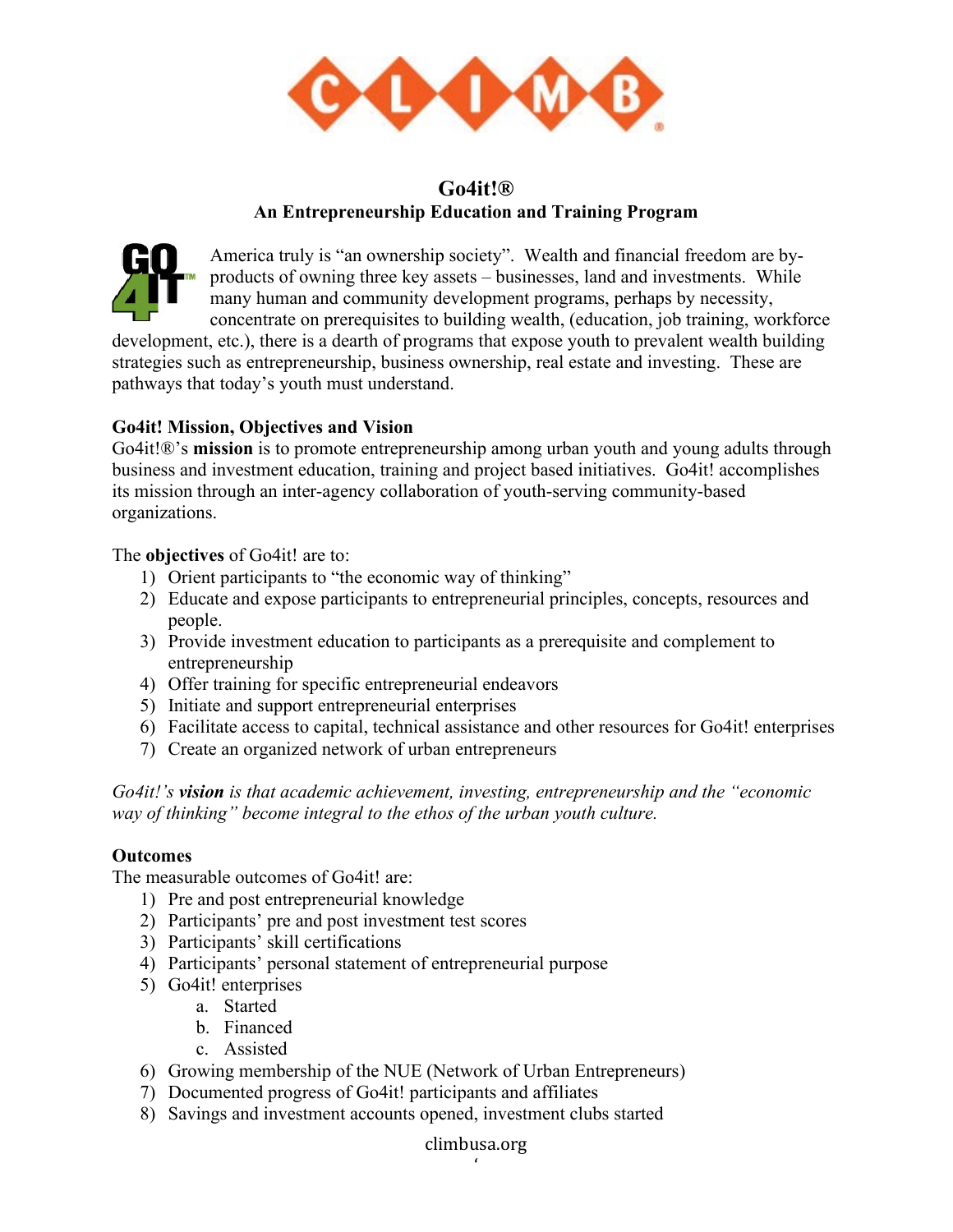# Go4it!®

## An Entrepreneurship Education and Training Program

America truly is "an ownership society". Wealth and financial freedom are by-products of owning three key assets – businesses, land and investments. While many human and community development programs, perhaps by necessity, concentrate on prerequisites to building wealth, (education, job training, workforce development, etc.), there is a dearth of programs that expose youth to prevalent wealth building strategies such as entrepreneurship, business ownership, real estate and investing. These are pathways that today's youth must understand.

**Go4it! Mission, Objectives and Vision**

Go4it!®'s **mission** is to promote entrepreneurship among urban youth and young adults through business and investment education, training and project based initiatives. Go4it! accomplishes its mission through an inter-agency collaboration of youth-serving community-based organizations.

The **objectives** of Go4it! are to:

1) Orient participants to "the economic way of thinking"
2) Educate and expose participants to entrepreneurial principles, concepts, resources and people.
3) Provide investment education to participants as a prerequisite and complement to entrepreneurship
4) Offer training for specific entrepreneurial endeavors
5) Initiate and support entrepreneurial enterprises
6) Facilitate access to capital, technical assistance and other resources for Go4it! enterprises
7) Create an organized network of urban entrepreneurs

*Go4it!'s **vision** is that academic achievement, investing, entrepreneurship and the "economic way of thinking" become integral to the ethos of the urban youth culture.*

**Outcomes**

The measurable outcomes of Go4it! are:

1) Pre and post entrepreneurial knowledge
2) Participants' pre and post investment test scores
3) Participants' skill certifications
4) Participants' personal statement of entrepreneurial purpose
5) Go4it! enterprises
    a. Started
    b. Financed
    c. Assisted
6) Growing membership of the NUE (Network of Urban Entrepreneurs)
7) Documented progress of Go4it! participants and affiliates
8) Savings and investment accounts opened, investment clubs started

climbusa.org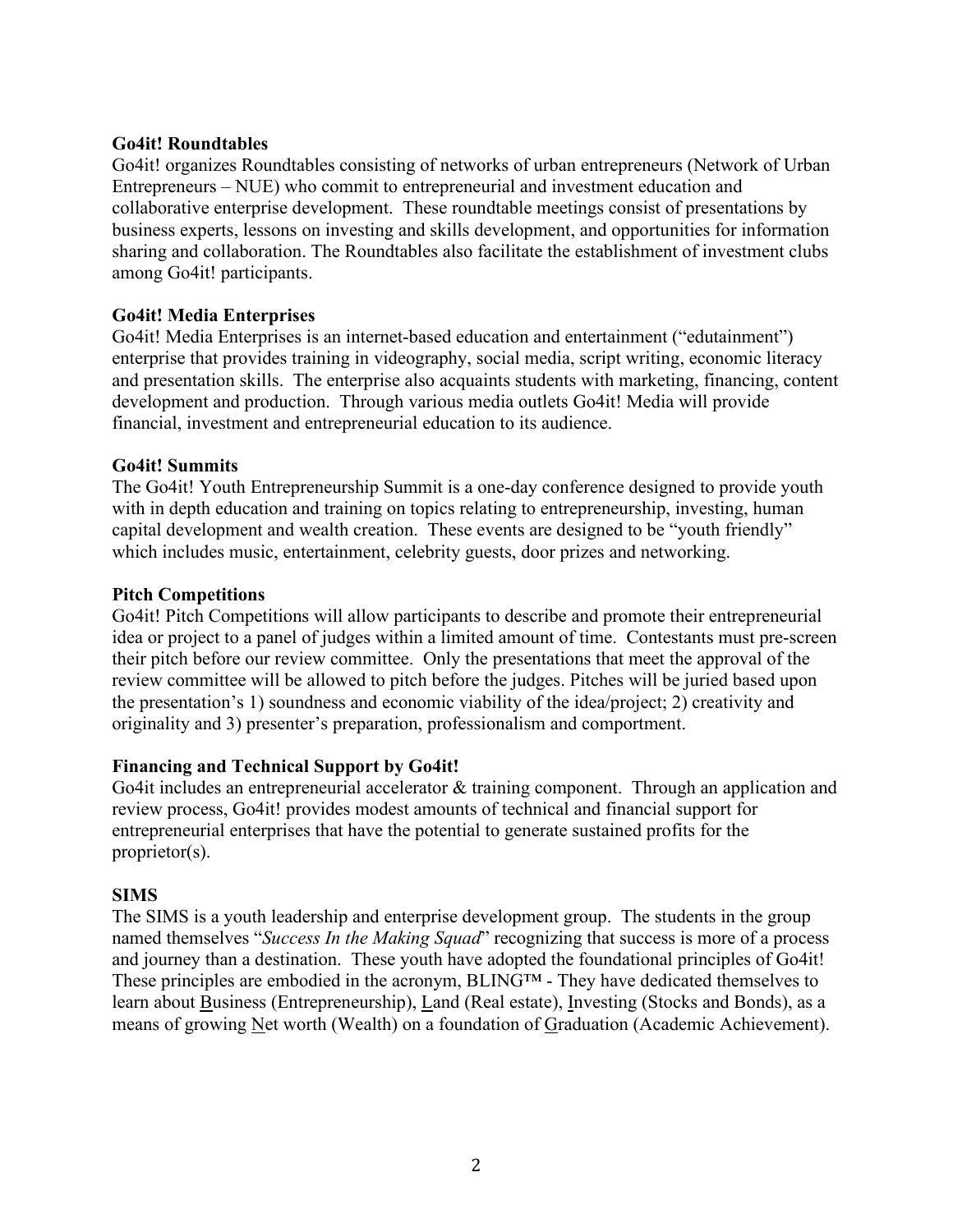**Go4it! Roundtables**

Go4it! organizes Roundtables consisting of networks of urban entrepreneurs (Network of Urban Entrepreneurs – NUE) who commit to entrepreneurial and investment education and collaborative enterprise development. These roundtable meetings consist of presentations by business experts, lessons on investing and skills development, and opportunities for information sharing and collaboration. The Roundtables also facilitate the establishment of investment clubs among Go4it! participants.

**Go4it! Media Enterprises**

Go4it! Media Enterprises is an internet-based education and entertainment ("edutainment") enterprise that provides training in videography, social media, script writing, economic literacy and presentation skills. The enterprise also acquaints students with marketing, financing, content development and production. Through various media outlets Go4it! Media will provide financial, investment and entrepreneurial education to its audience.

**Go4it! Summits**

The Go4it! Youth Entrepreneurship Summit is a one-day conference designed to provide youth with in depth education and training on topics relating to entrepreneurship, investing, human capital development and wealth creation. These events are designed to be "youth friendly" which includes music, entertainment, celebrity guests, door prizes and networking.

**Pitch Competitions**

Go4it! Pitch Competitions will allow participants to describe and promote their entrepreneurial idea or project to a panel of judges within a limited amount of time. Contestants must pre-screen their pitch before our review committee. Only the presentations that meet the approval of the review committee will be allowed to pitch before the judges. Pitches will be juried based upon the presentation's 1) soundness and economic viability of the idea/project; 2) creativity and originality and 3) presenter's preparation, professionalism and comportment.

**Financing and Technical Support by Go4it!**

Go4it includes an entrepreneurial accelerator & training component. Through an application and review process, Go4it! provides modest amounts of technical and financial support for entrepreneurial enterprises that have the potential to generate sustained profits for the proprietor(s).

**SIMS**

The SIMS is a youth leadership and enterprise development group. The students in the group named themselves "*Success In the Making Squad*" recognizing that success is more of a process and journey than a destination. These youth have adopted the foundational principles of Go4it! These principles are embodied in the acronym, BLING™ - They have dedicated themselves to learn about <u>B</u>usiness (Entrepreneurship), <u>L</u>and (Real estate), <u>I</u>nvesting (Stocks and Bonds), as a means of growing <u>N</u>et worth (Wealth) on a foundation of <u>G</u>raduation (Academic Achievement).